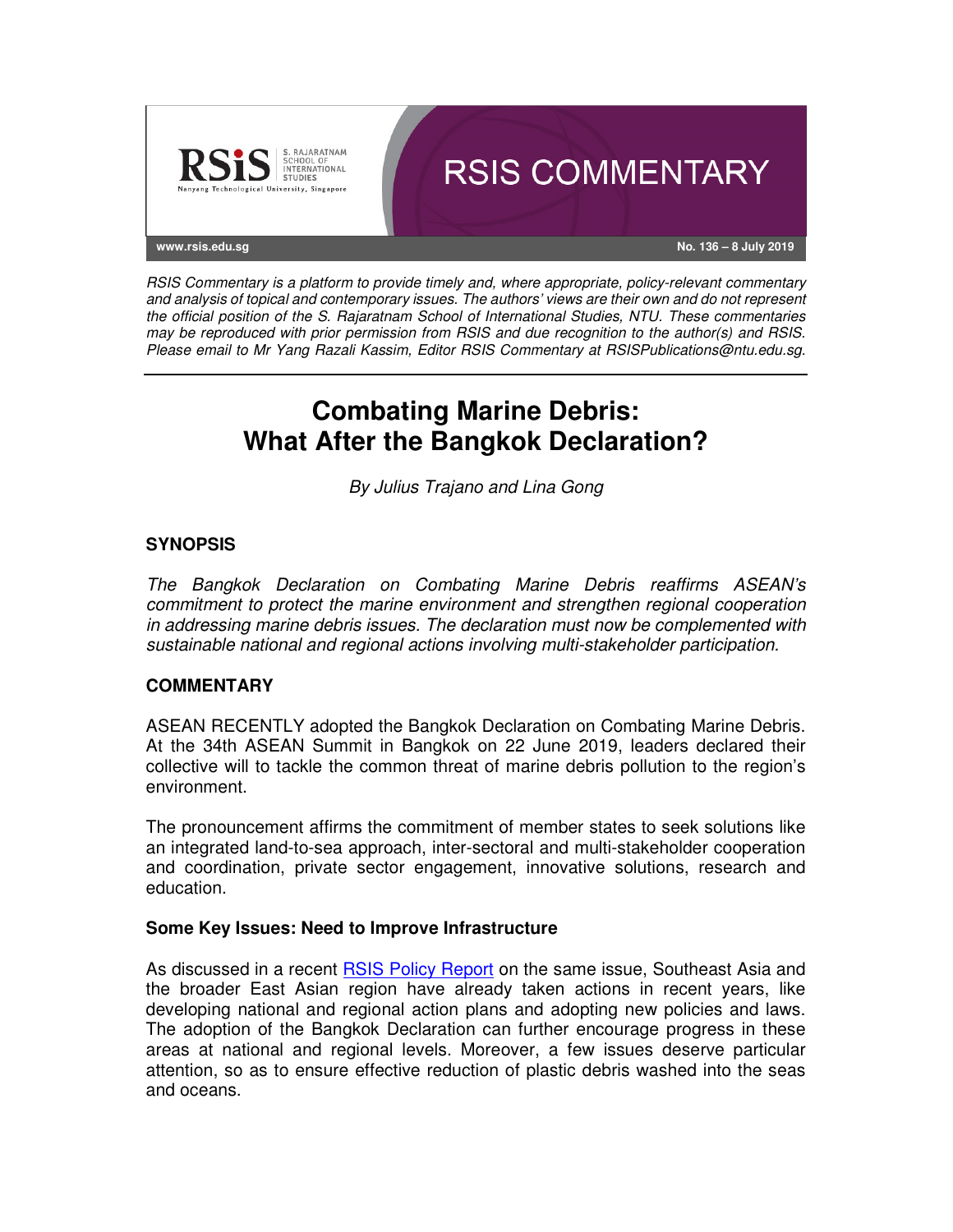RSIS COMMENTARY

www.rsis.edu.sg

No. 136 – 8 July 2019

*RSIS Commentary is a platform to provide timely and, where appropriate, policy-relevant commentary and analysis of topical and contemporary issues. The authors' views are their own and do not represent the official position of the S. Rajaratnam School of International Studies, NTU. These commentaries may be reproduced with prior permission from RSIS and due recognition to the author(s) and RSIS. Please email to Mr Yang Razali Kassim, Editor RSIS Commentary at RSISPublications@ntu.edu.sg.*

# Combating Marine Debris: What After the Bangkok Declaration?

*By Julius Trajano and Lina Gong*

## SYNOPSIS

*The Bangkok Declaration on Combating Marine Debris reaffirms ASEAN's commitment to protect the marine environment and strengthen regional cooperation in addressing marine debris issues. The declaration must now be complemented with sustainable national and regional actions involving multi-stakeholder participation.*

## COMMENTARY

ASEAN RECENTLY adopted the Bangkok Declaration on Combating Marine Debris. At the 34th ASEAN Summit in Bangkok on 22 June 2019, leaders declared their collective will to tackle the common threat of marine debris pollution to the region's environment.

The pronouncement affirms the commitment of member states to seek solutions like an integrated land-to-sea approach, inter-sectoral and multi-stakeholder cooperation and coordination, private sector engagement, innovative solutions, research and education.

### Some Key Issues: Need to Improve Infrastructure

As discussed in a recent RSIS Policy Report on the same issue, Southeast Asia and the broader East Asian region have already taken actions in recent years, like developing national and regional action plans and adopting new policies and laws. The adoption of the Bangkok Declaration can further encourage progress in these areas at national and regional levels. Moreover, a few issues deserve particular attention, so as to ensure effective reduction of plastic debris washed into the seas and oceans.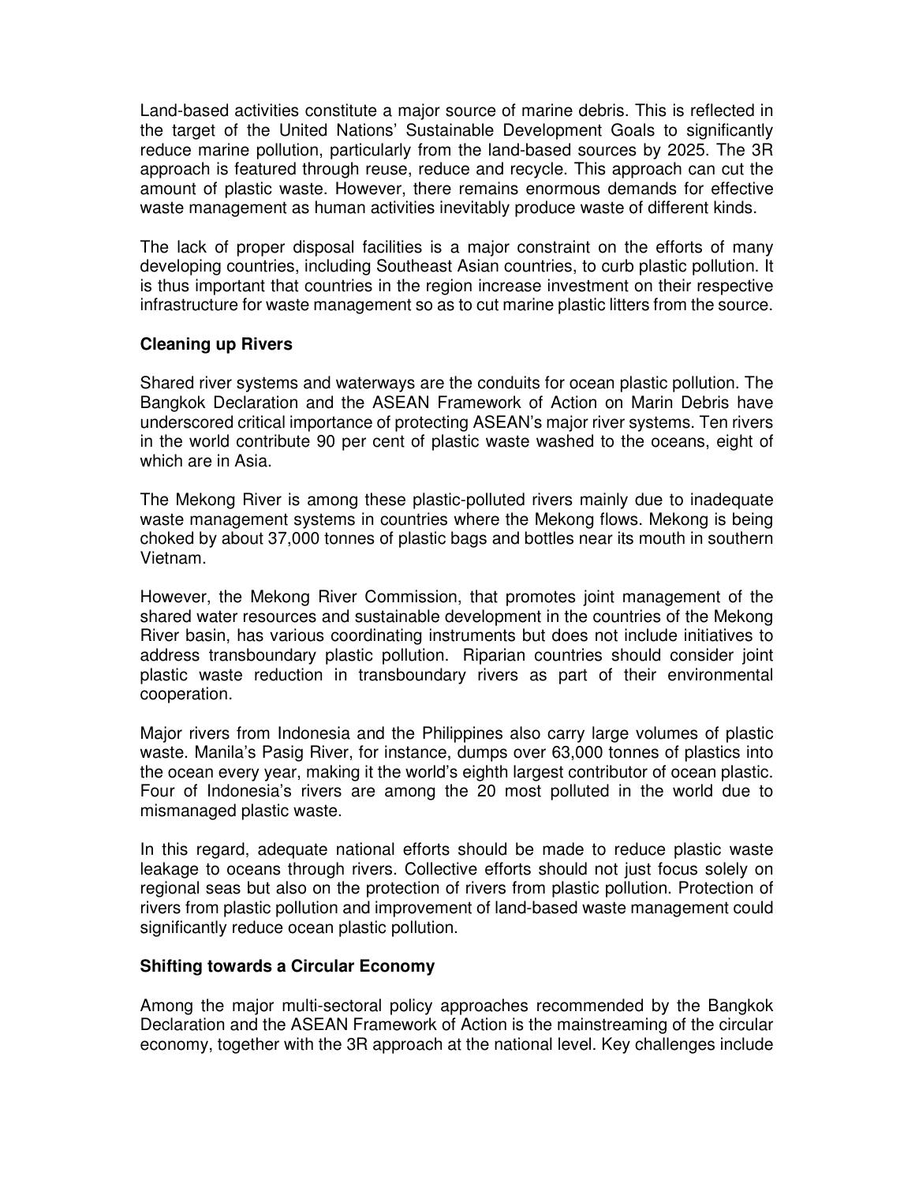Land-based activities constitute a major source of marine debris. This is reflected in the target of the United Nations' Sustainable Development Goals to significantly reduce marine pollution, particularly from the land-based sources by 2025. The 3R approach is featured through reuse, reduce and recycle. This approach can cut the amount of plastic waste. However, there remains enormous demands for effective waste management as human activities inevitably produce waste of different kinds.

The lack of proper disposal facilities is a major constraint on the efforts of many developing countries, including Southeast Asian countries, to curb plastic pollution. It is thus important that countries in the region increase investment on their respective infrastructure for waste management so as to cut marine plastic litters from the source.

**Cleaning up Rivers**

Shared river systems and waterways are the conduits for ocean plastic pollution. The Bangkok Declaration and the ASEAN Framework of Action on Marin Debris have underscored critical importance of protecting ASEAN's major river systems. Ten rivers in the world contribute 90 per cent of plastic waste washed to the oceans, eight of which are in Asia.

The Mekong River is among these plastic-polluted rivers mainly due to inadequate waste management systems in countries where the Mekong flows. Mekong is being choked by about 37,000 tonnes of plastic bags and bottles near its mouth in southern Vietnam.

However, the Mekong River Commission, that promotes joint management of the shared water resources and sustainable development in the countries of the Mekong River basin, has various coordinating instruments but does not include initiatives to address transboundary plastic pollution. Riparian countries should consider joint plastic waste reduction in transboundary rivers as part of their environmental cooperation.

Major rivers from Indonesia and the Philippines also carry large volumes of plastic waste. Manila's Pasig River, for instance, dumps over 63,000 tonnes of plastics into the ocean every year, making it the world's eighth largest contributor of ocean plastic. Four of Indonesia's rivers are among the 20 most polluted in the world due to mismanaged plastic waste.

In this regard, adequate national efforts should be made to reduce plastic waste leakage to oceans through rivers. Collective efforts should not just focus solely on regional seas but also on the protection of rivers from plastic pollution. Protection of rivers from plastic pollution and improvement of land-based waste management could significantly reduce ocean plastic pollution.

**Shifting towards a Circular Economy**

Among the major multi-sectoral policy approaches recommended by the Bangkok Declaration and the ASEAN Framework of Action is the mainstreaming of the circular economy, together with the 3R approach at the national level. Key challenges include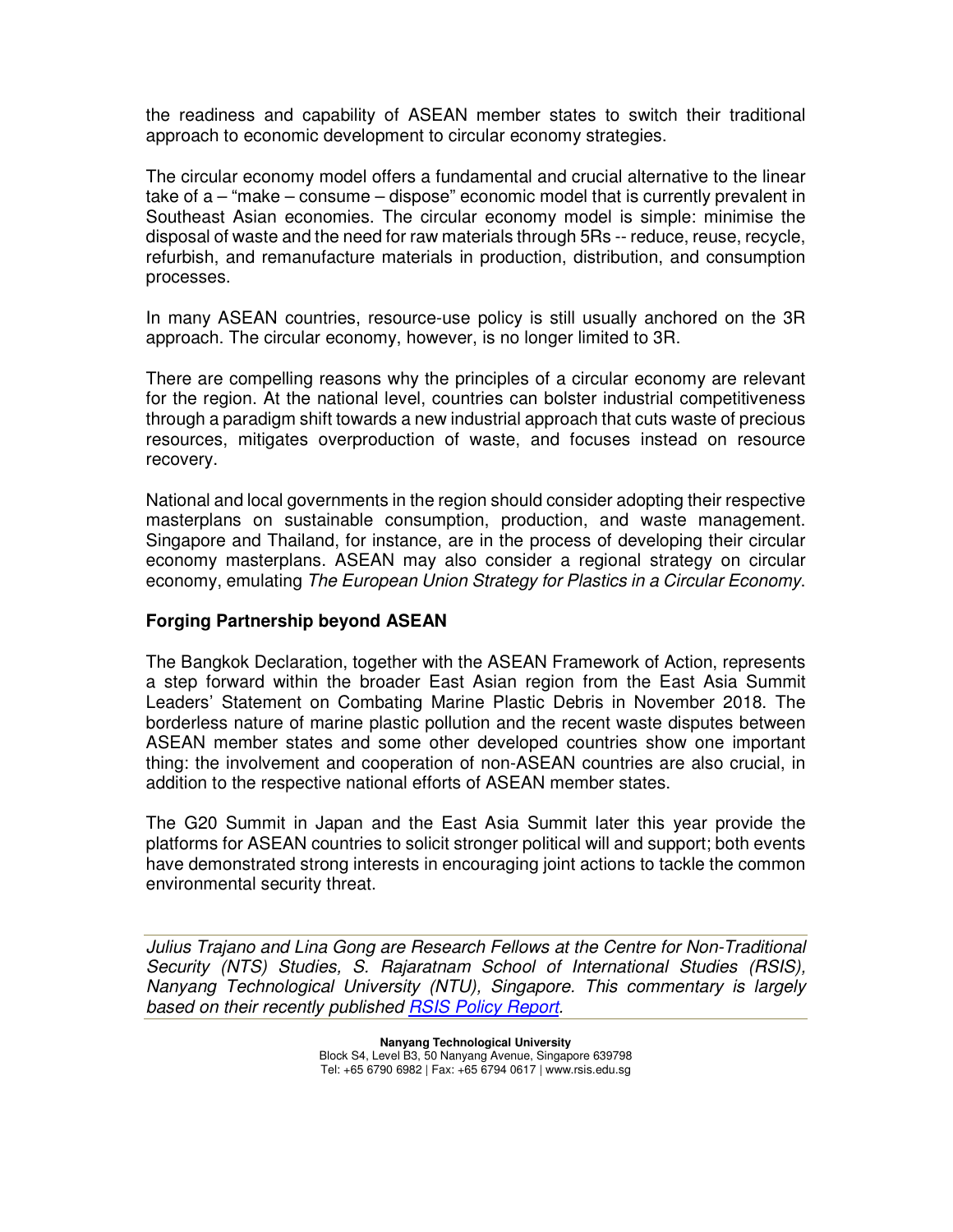the readiness and capability of ASEAN member states to switch their traditional approach to economic development to circular economy strategies.

The circular economy model offers a fundamental and crucial alternative to the linear take of a – "make – consume – dispose" economic model that is currently prevalent in Southeast Asian economies. The circular economy model is simple: minimise the disposal of waste and the need for raw materials through 5Rs -- reduce, reuse, recycle, refurbish, and remanufacture materials in production, distribution, and consumption processes.

In many ASEAN countries, resource-use policy is still usually anchored on the 3R approach. The circular economy, however, is no longer limited to 3R.

There are compelling reasons why the principles of a circular economy are relevant for the region. At the national level, countries can bolster industrial competitiveness through a paradigm shift towards a new industrial approach that cuts waste of precious resources, mitigates overproduction of waste, and focuses instead on resource recovery.

National and local governments in the region should consider adopting their respective masterplans on sustainable consumption, production, and waste management. Singapore and Thailand, for instance, are in the process of developing their circular economy masterplans. ASEAN may also consider a regional strategy on circular economy, emulating *The European Union Strategy for Plastics in a Circular Economy*.

## Forging Partnership beyond ASEAN

The Bangkok Declaration, together with the ASEAN Framework of Action, represents a step forward within the broader East Asian region from the East Asia Summit Leaders' Statement on Combating Marine Plastic Debris in November 2018. The borderless nature of marine plastic pollution and the recent waste disputes between ASEAN member states and some other developed countries show one important thing: the involvement and cooperation of non-ASEAN countries are also crucial, in addition to the respective national efforts of ASEAN member states.

The G20 Summit in Japan and the East Asia Summit later this year provide the platforms for ASEAN countries to solicit stronger political will and support; both events have demonstrated strong interests in encouraging joint actions to tackle the common environmental security threat.

---

*Julius Trajano and Lina Gong are Research Fellows at the Centre for Non-Traditional Security (NTS) Studies, S. Rajaratnam School of International Studies (RSIS), Nanyang Technological University (NTU), Singapore. This commentary is largely based on their recently published RSIS Policy Report.*